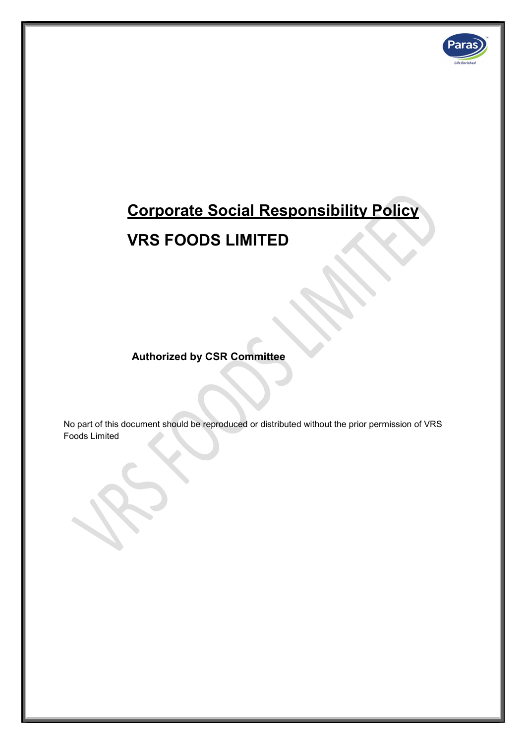# Corporate Social Responsibility Policy

# VRS FOODS LIMITED

**Authorized by CSR Committee**

No part of this document should be reproduced or distributed without the prior permission of VRS Foods Limited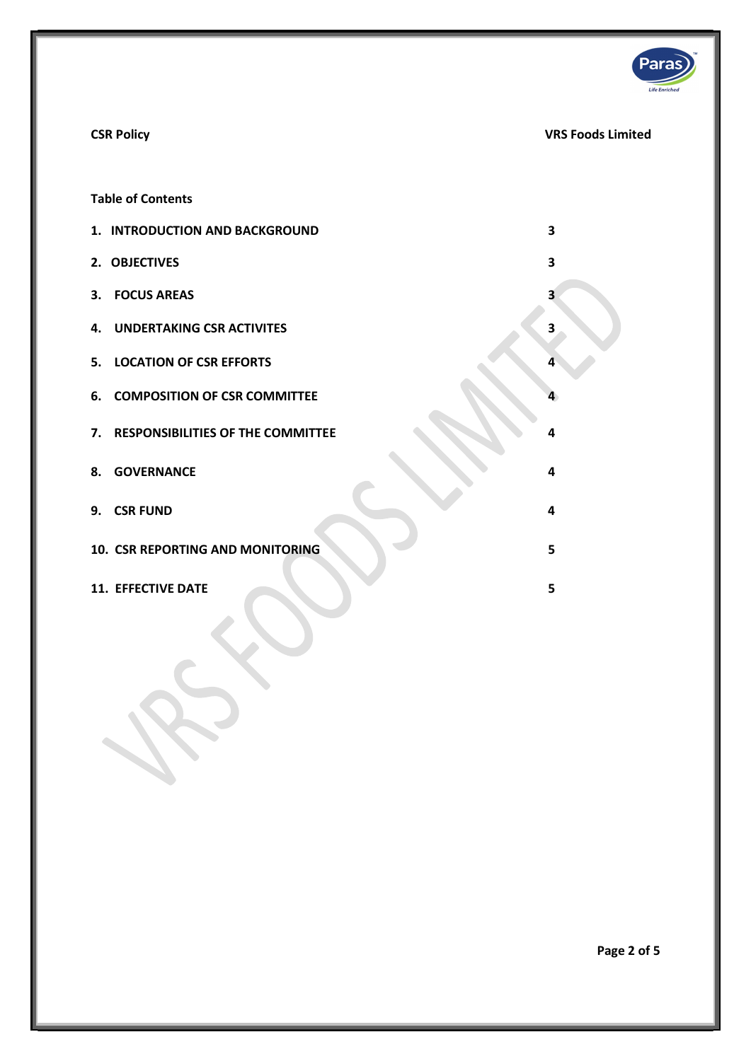**Table of Contents**

| | |
|---|---|
| 1. INTRODUCTION AND BACKGROUND | 3 |
| 2. OBJECTIVES | 3 |
| 3. FOCUS AREAS | 3 |
| 4. UNDERTAKING CSR ACTIVITES | 3 |
| 5. LOCATION OF CSR EFFORTS | 4 |
| 6. COMPOSITION OF CSR COMMITTEE | 4 |
| 7. RESPONSIBILITIES OF THE COMMITTEE | 4 |
| 8. GOVERNANCE | 4 |
| 9. CSR FUND | 4 |
| 10. CSR REPORTING AND MONITORING | 5 |
| 11. EFFECTIVE DATE | 5 |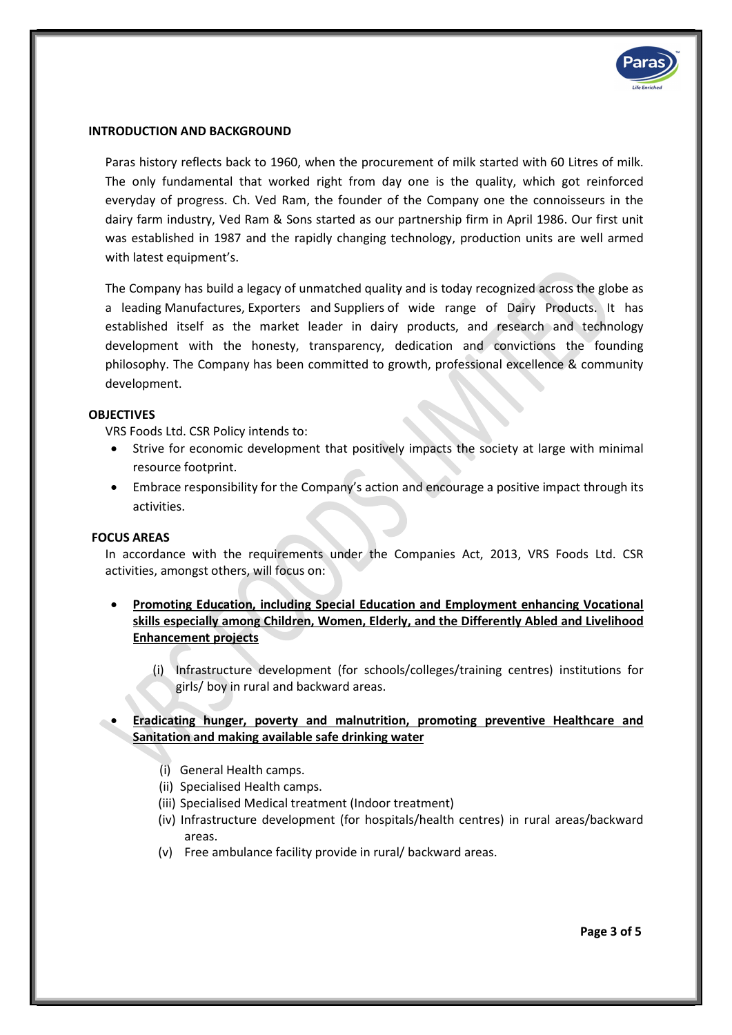## INTRODUCTION AND BACKGROUND

Paras history reflects back to 1960, when the procurement of milk started with 60 Litres of milk. The only fundamental that worked right from day one is the quality, which got reinforced everyday of progress. Ch. Ved Ram, the founder of the Company one the connoisseurs in the dairy farm industry, Ved Ram & Sons started as our partnership firm in April 1986. Our first unit was established in 1987 and the rapidly changing technology, production units are well armed with latest equipment's.

The Company has build a legacy of unmatched quality and is today recognized across the globe as a leading Manufactures, Exporters and Suppliers of wide range of Dairy Products. It has established itself as the market leader in dairy products, and research and technology development with the honesty, transparency, dedication and convictions the founding philosophy. The Company has been committed to growth, professional excellence & community development.

## OBJECTIVES

VRS Foods Ltd. CSR Policy intends to:

- Strive for economic development that positively impacts the society at large with minimal resource footprint.
- Embrace responsibility for the Company's action and encourage a positive impact through its activities.

## FOCUS AREAS

In accordance with the requirements under the Companies Act, 2013, VRS Foods Ltd. CSR activities, amongst others, will focus on:

- **Promoting Education, including Special Education and Employment enhancing Vocational skills especially among Children, Women, Elderly, and the Differently Abled and Livelihood Enhancement projects**

    (i) Infrastructure development (for schools/colleges/training centres) institutions for girls/ boy in rural and backward areas.

- **Eradicating hunger, poverty and malnutrition, promoting preventive Healthcare and Sanitation and making available safe drinking water**

    (i) General Health camps.
    (ii) Specialised Health camps.
    (iii) Specialised Medical treatment (Indoor treatment)
    (iv) Infrastructure development (for hospitals/health centres) in rural areas/backward areas.
    (v) Free ambulance facility provide in rural/ backward areas.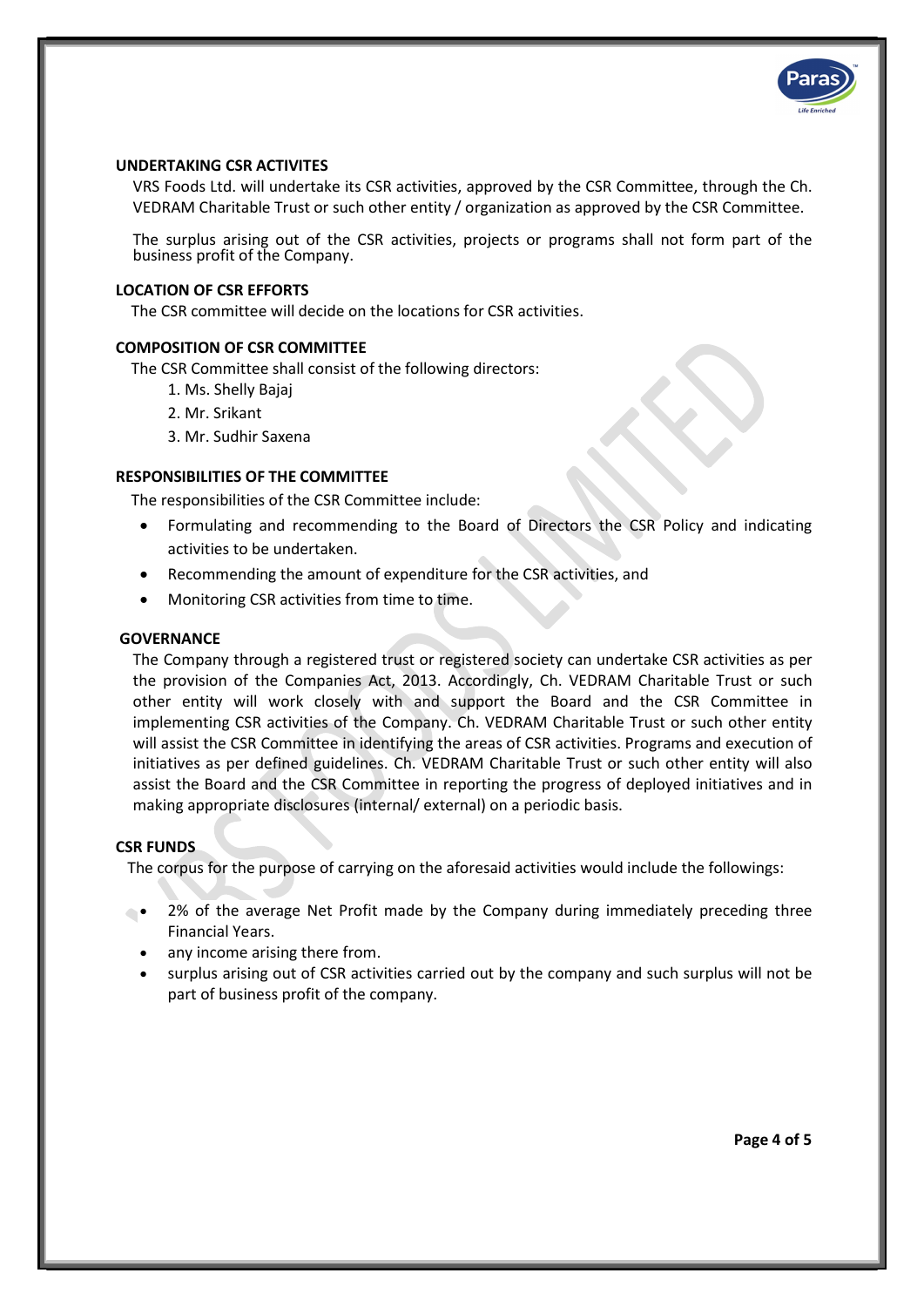## UNDERTAKING CSR ACTIVITES

VRS Foods Ltd. will undertake its CSR activities, approved by the CSR Committee, through the Ch. VEDRAM Charitable Trust or such other entity / organization as approved by the CSR Committee.

The surplus arising out of the CSR activities, projects or programs shall not form part of the business profit of the Company.

## LOCATION OF CSR EFFORTS

The CSR committee will decide on the locations for CSR activities.

## COMPOSITION OF CSR COMMITTEE

The CSR Committee shall consist of the following directors:

1. Ms. Shelly Bajaj
2. Mr. Srikant
3. Mr. Sudhir Saxena

## RESPONSIBILITIES OF THE COMMITTEE

The responsibilities of the CSR Committee include:

- Formulating and recommending to the Board of Directors the CSR Policy and indicating activities to be undertaken.
- Recommending the amount of expenditure for the CSR activities, and
- Monitoring CSR activities from time to time.

## GOVERNANCE

The Company through a registered trust or registered society can undertake CSR activities as per the provision of the Companies Act, 2013. Accordingly, Ch. VEDRAM Charitable Trust or such other entity will work closely with and support the Board and the CSR Committee in implementing CSR activities of the Company. Ch. VEDRAM Charitable Trust or such other entity will assist the CSR Committee in identifying the areas of CSR activities. Programs and execution of initiatives as per defined guidelines. Ch. VEDRAM Charitable Trust or such other entity will also assist the Board and the CSR Committee in reporting the progress of deployed initiatives and in making appropriate disclosures (internal/ external) on a periodic basis.

## CSR FUNDS

The corpus for the purpose of carrying on the aforesaid activities would include the followings:

- 2% of the average Net Profit made by the Company during immediately preceding three Financial Years.
- any income arising there from.
- surplus arising out of CSR activities carried out by the company and such surplus will not be part of business profit of the company.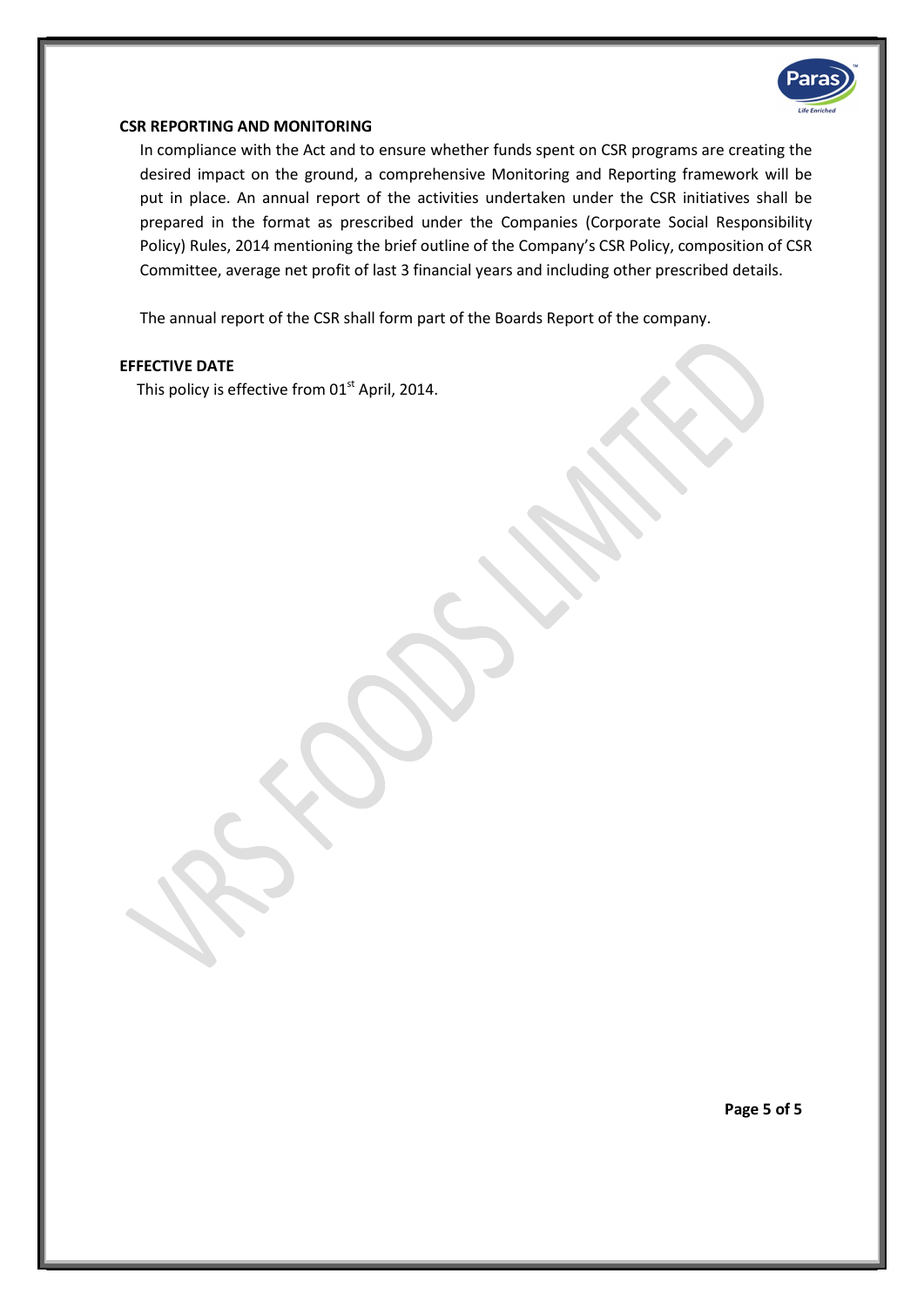**CSR REPORTING AND MONITORING**

In compliance with the Act and to ensure whether funds spent on CSR programs are creating the desired impact on the ground, a comprehensive Monitoring and Reporting framework will be put in place. An annual report of the activities undertaken under the CSR initiatives shall be prepared in the format as prescribed under the Companies (Corporate Social Responsibility Policy) Rules, 2014 mentioning the brief outline of the Company's CSR Policy, composition of CSR Committee, average net profit of last 3 financial years and including other prescribed details.

The annual report of the CSR shall form part of the Boards Report of the company.

**EFFECTIVE DATE**

This policy is effective from 01st April, 2014.